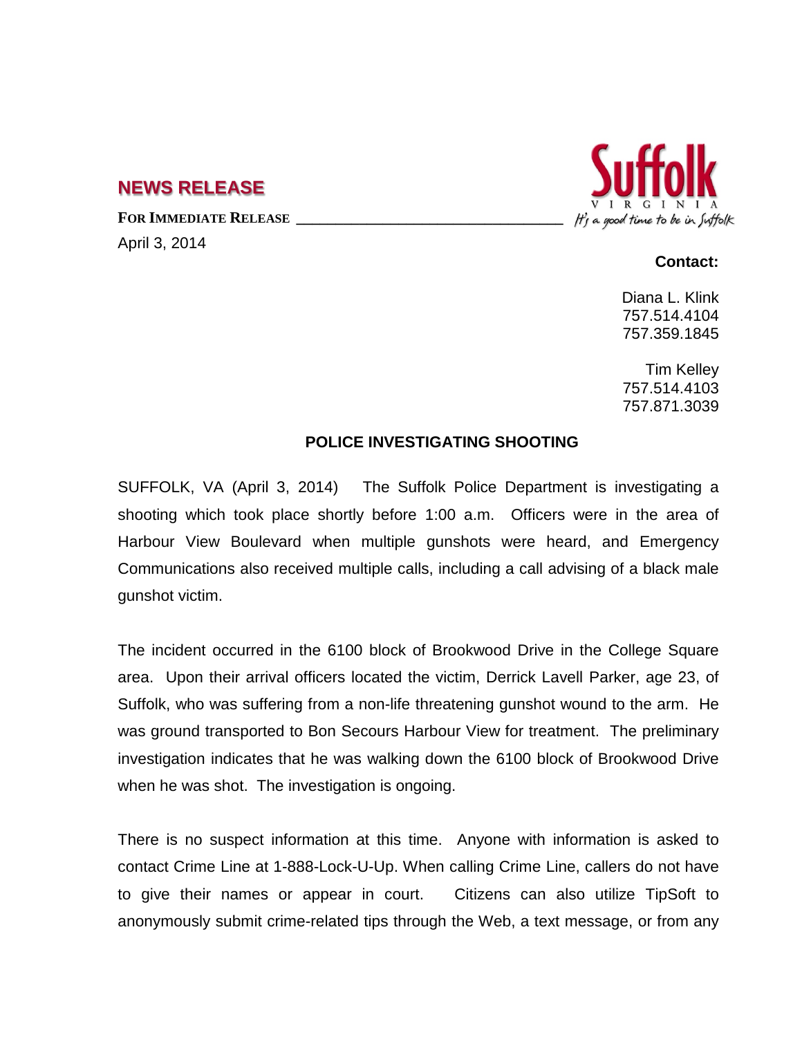## NEWS RELEASE

**FOR IMMEDIATE RELEASE**

April 3, 2014

**Contact:**

Diana L. Klink
757.514.4104
757.359.1845

Tim Kelley
757.514.4103
757.871.3039

### POLICE INVESTIGATING SHOOTING

SUFFOLK, VA (April 3, 2014) The Suffolk Police Department is investigating a shooting which took place shortly before 1:00 a.m. Officers were in the area of Harbour View Boulevard when multiple gunshots were heard, and Emergency Communications also received multiple calls, including a call advising of a black male gunshot victim.

The incident occurred in the 6100 block of Brookwood Drive in the College Square area. Upon their arrival officers located the victim, Derrick Lavell Parker, age 23, of Suffolk, who was suffering from a non-life threatening gunshot wound to the arm. He was ground transported to Bon Secours Harbour View for treatment. The preliminary investigation indicates that he was walking down the 6100 block of Brookwood Drive when he was shot. The investigation is ongoing.

There is no suspect information at this time. Anyone with information is asked to contact Crime Line at 1-888-Lock-U-Up. When calling Crime Line, callers do not have to give their names or appear in court. Citizens can also utilize TipSoft to anonymously submit crime-related tips through the Web, a text message, or from any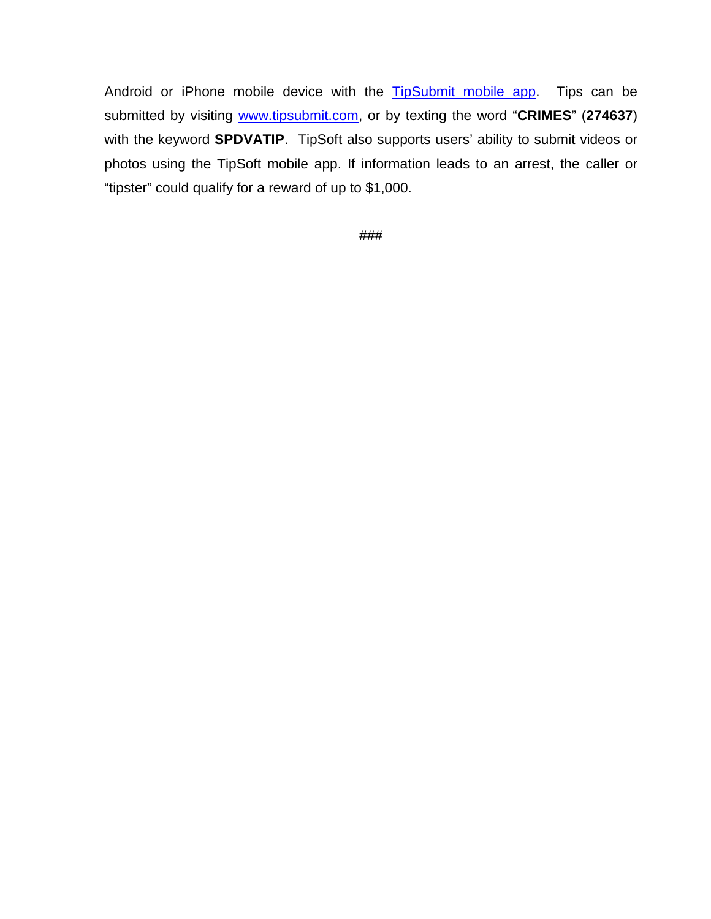Android or iPhone mobile device with the TipSubmit mobile app. Tips can be submitted by visiting www.tipsubmit.com, or by texting the word "**CRIMES**" (**274637**) with the keyword **SPDVATIP**. TipSoft also supports users' ability to submit videos or photos using the TipSoft mobile app. If information leads to an arrest, the caller or "tipster" could qualify for a reward of up to $1,000.

###